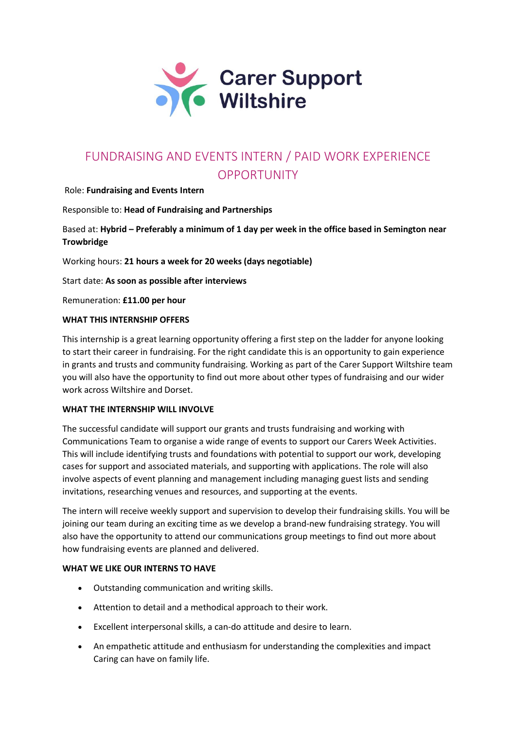Carer Support Wiltshire

# FUNDRAISING AND EVENTS INTERN / PAID WORK EXPERIENCE OPPORTUNITY

Role: **Fundraising and Events Intern**

Responsible to: **Head of Fundraising and Partnerships**

Based at: **Hybrid – Preferably a minimum of 1 day per week in the office based in Semington near Trowbridge**

Working hours: **21 hours a week for 20 weeks (days negotiable)**

Start date: **As soon as possible after interviews**

Remuneration: **£11.00 per hour**

**WHAT THIS INTERNSHIP OFFERS**

This internship is a great learning opportunity offering a first step on the ladder for anyone looking to start their career in fundraising. For the right candidate this is an opportunity to gain experience in grants and trusts and community fundraising. Working as part of the Carer Support Wiltshire team you will also have the opportunity to find out more about other types of fundraising and our wider work across Wiltshire and Dorset.

**WHAT THE INTERNSHIP WILL INVOLVE**

The successful candidate will support our grants and trusts fundraising and working with Communications Team to organise a wide range of events to support our Carers Week Activities. This will include identifying trusts and foundations with potential to support our work, developing cases for support and associated materials, and supporting with applications. The role will also involve aspects of event planning and management including managing guest lists and sending invitations, researching venues and resources, and supporting at the events.

The intern will receive weekly support and supervision to develop their fundraising skills. You will be joining our team during an exciting time as we develop a brand-new fundraising strategy. You will also have the opportunity to attend our communications group meetings to find out more about how fundraising events are planned and delivered.

**WHAT WE LIKE OUR INTERNS TO HAVE**

- Outstanding communication and writing skills.
- Attention to detail and a methodical approach to their work.
- Excellent interpersonal skills, a can-do attitude and desire to learn.
- An empathetic attitude and enthusiasm for understanding the complexities and impact Caring can have on family life.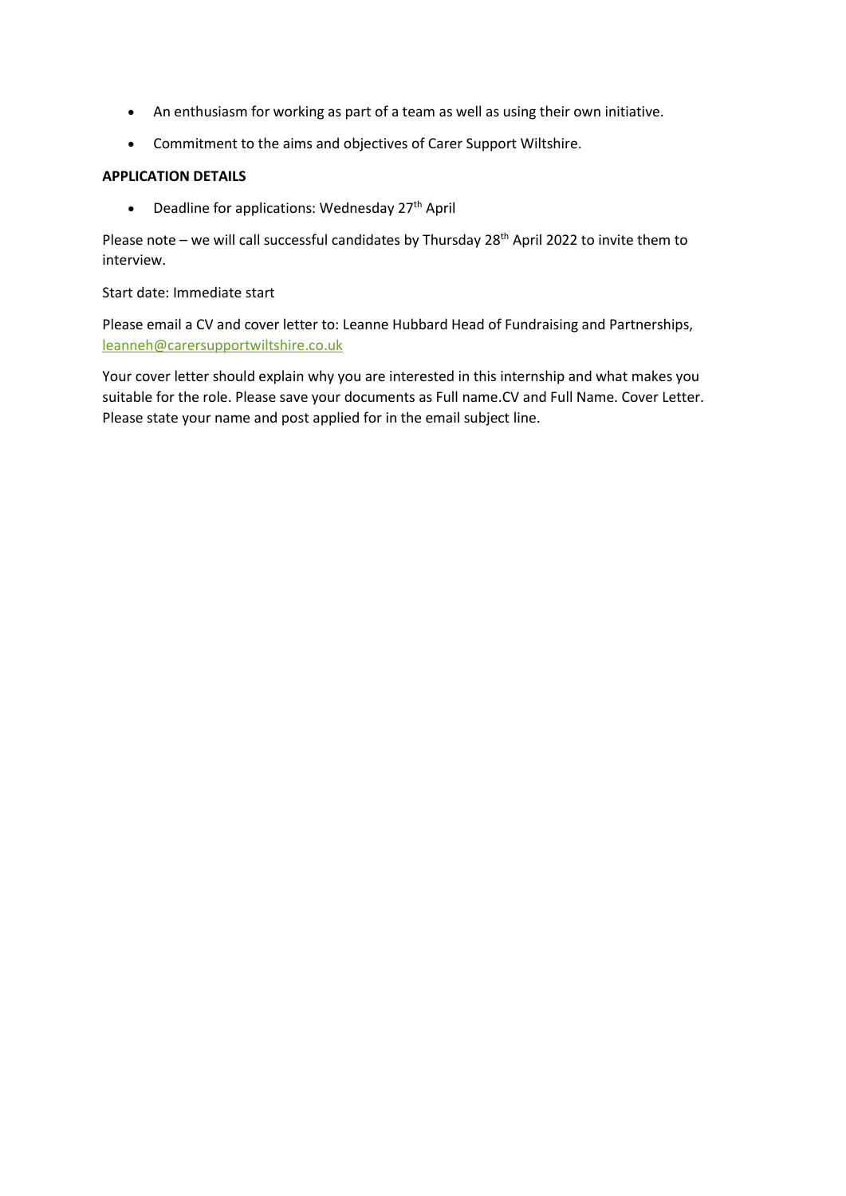- An enthusiasm for working as part of a team as well as using their own initiative.
- Commitment to the aims and objectives of Carer Support Wiltshire.

**APPLICATION DETAILS**

- Deadline for applications: Wednesday 27th April

Please note – we will call successful candidates by Thursday 28th April 2022 to invite them to interview.

Start date: Immediate start

Please email a CV and cover letter to: Leanne Hubbard Head of Fundraising and Partnerships, leanneh@carersupportwiltshire.co.uk

Your cover letter should explain why you are interested in this internship and what makes you suitable for the role. Please save your documents as Full name.CV and Full Name. Cover Letter. Please state your name and post applied for in the email subject line.